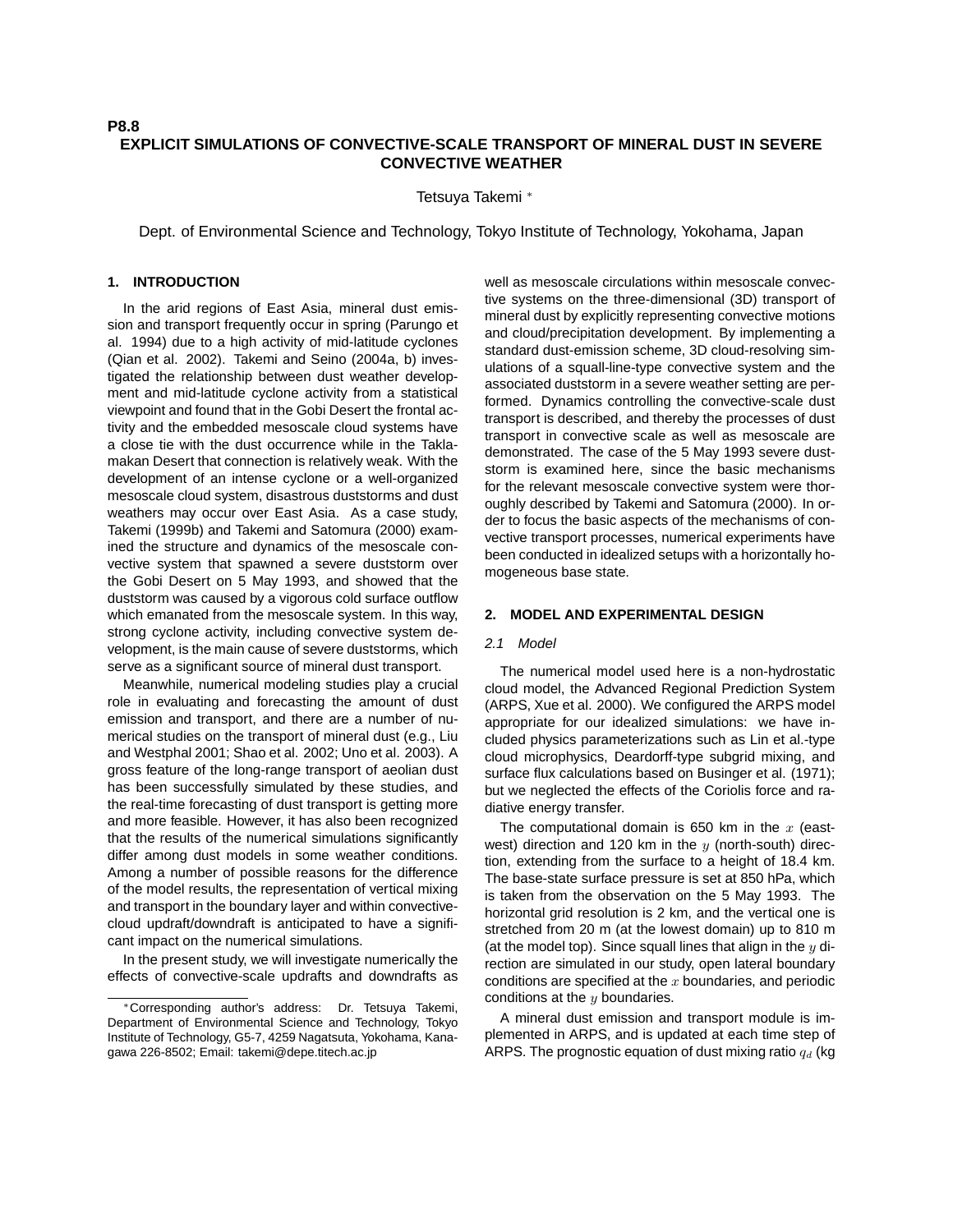P8.8

# EXPLICIT SIMULATIONS OF CONVECTIVE-SCALE TRANSPORT OF MINERAL DUST IN SEVERE CONVECTIVE WEATHER

Tetsuya Takemi *

Dept. of Environmental Science and Technology, Tokyo Institute of Technology, Yokohama, Japan

## 1. INTRODUCTION

In the arid regions of East Asia, mineral dust emission and transport frequently occur in spring (Parungo et al. 1994) due to a high activity of mid-latitude cyclones (Qian et al. 2002). Takemi and Seino (2004a, b) investigated the relationship between dust weather development and mid-latitude cyclone activity from a statistical viewpoint and found that in the Gobi Desert the frontal activity and the embedded mesoscale cloud systems have a close tie with the dust occurrence while in the Taklamakan Desert that connection is relatively weak. With the development of an intense cyclone or a well-organized mesoscale cloud system, disastrous duststorms and dust weathers may occur over East Asia. As a case study, Takemi (1999b) and Takemi and Satomura (2000) examined the structure and dynamics of the mesoscale convective system that spawned a severe duststorm over the Gobi Desert on 5 May 1993, and showed that the duststorm was caused by a vigorous cold surface outflow which emanated from the mesoscale system. In this way, strong cyclone activity, including convective system development, is the main cause of severe duststorms, which serve as a significant source of mineral dust transport.

Meanwhile, numerical modeling studies play a crucial role in evaluating and forecasting the amount of dust emission and transport, and there are a number of numerical studies on the transport of mineral dust (e.g., Liu and Westphal 2001; Shao et al. 2002; Uno et al. 2003). A gross feature of the long-range transport of aeolian dust has been successfully simulated by these studies, and the real-time forecasting of dust transport is getting more and more feasible. However, it has also been recognized that the results of the numerical simulations significantly differ among dust models in some weather conditions. Among a number of possible reasons for the difference of the model results, the representation of vertical mixing and transport in the boundary layer and within convective-cloud updraft/downdraft is anticipated to have a significant impact on the numerical simulations.

In the present study, we will investigate numerically the effects of convective-scale updrafts and downdrafts as well as mesoscale circulations within mesoscale convective systems on the three-dimensional (3D) transport of mineral dust by explicitly representing convective motions and cloud/precipitation development. By implementing a standard dust-emission scheme, 3D cloud-resolving simulations of a squall-line-type convective system and the associated duststorm in a severe weather setting are performed. Dynamics controlling the convective-scale dust transport is described, and thereby the processes of dust transport in convective scale as well as mesoscale are demonstrated. The case of the 5 May 1993 severe duststorm is examined here, since the basic mechanisms for the relevant mesoscale convective system were thoroughly described by Takemi and Satomura (2000). In order to focus the basic aspects of the mechanisms of convective transport processes, numerical experiments have been conducted in idealized setups with a horizontally homogeneous base state.

## 2. MODEL AND EXPERIMENTAL DESIGN

### *2.1 Model*

The numerical model used here is a non-hydrostatic cloud model, the Advanced Regional Prediction System (ARPS, Xue et al. 2000). We configured the ARPS model appropriate for our idealized simulations: we have included physics parameterizations such as Lin et al.-type cloud microphysics, Deardorff-type subgrid mixing, and surface flux calculations based on Businger et al. (1971); but we neglected the effects of the Coriolis force and radiative energy transfer.

The computational domain is 650 km in the $x$ (east-west) direction and 120 km in the $y$ (north-south) direction, extending from the surface to a height of 18.4 km. The base-state surface pressure is set at 850 hPa, which is taken from the observation on the 5 May 1993. The horizontal grid resolution is 2 km, and the vertical one is stretched from 20 m (at the lowest domain) up to 810 m (at the model top). Since squall lines that align in the $y$ direction are simulated in our study, open lateral boundary conditions are specified at the $x$ boundaries, and periodic conditions at the $y$ boundaries.

A mineral dust emission and transport module is implemented in ARPS, and is updated at each time step of ARPS. The prognostic equation of dust mixing ratio $q_d$ (kg

---

*Corresponding author's address: Dr. Tetsuya Takemi, Department of Environmental Science and Technology, Tokyo Institute of Technology, G5-7, 4259 Nagatsuta, Yokohama, Kanagawa 226-8502; Email: takemi@depe.titech.ac.jp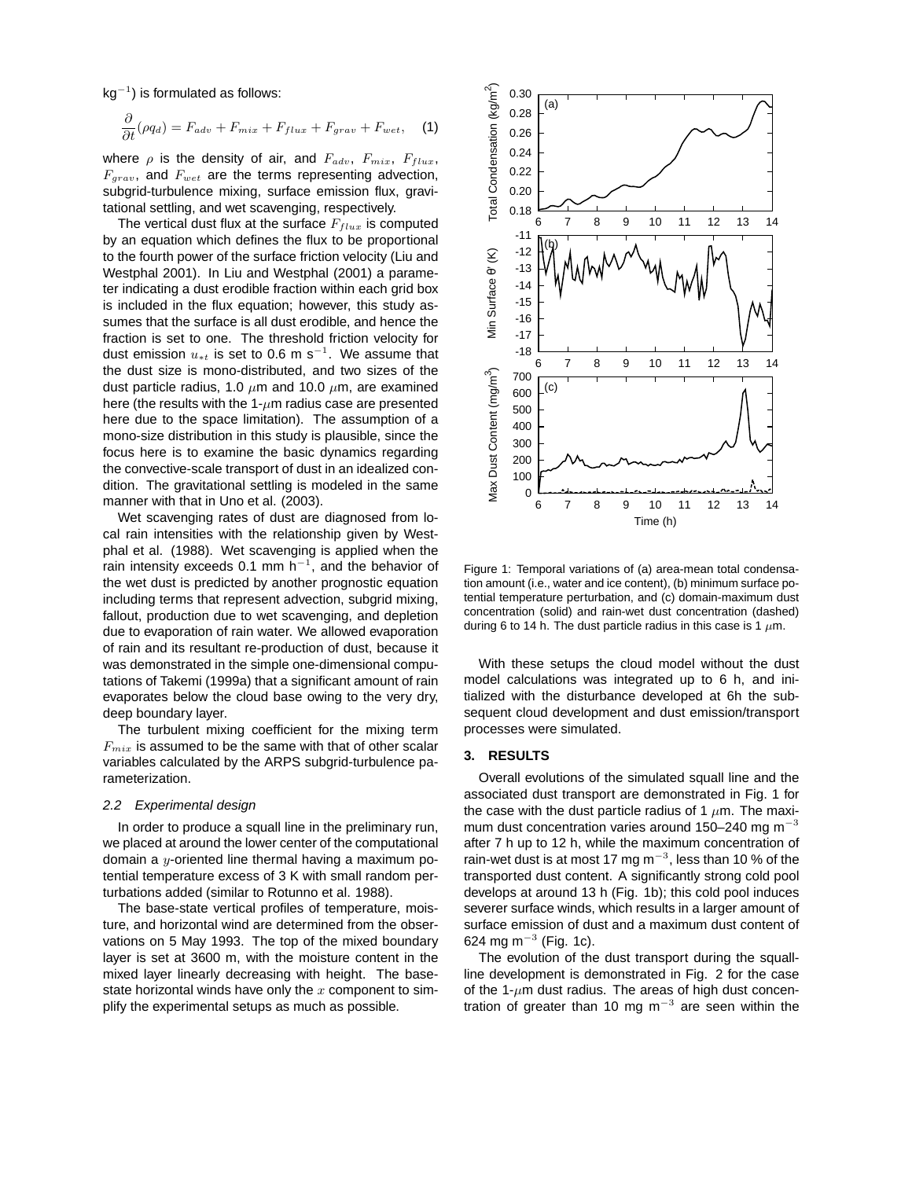kg$^{-1}$) is formulated as follows:

$$\frac{\partial}{\partial t}(\rho q_d) = F_{adv} + F_{mix} + F_{flux} + F_{grav} + F_{wet}, \quad (1)$$

where $\rho$ is the density of air, and $F_{adv}$, $F_{mix}$, $F_{flux}$, $F_{grav}$, and $F_{wet}$ are the terms representing advection, subgrid-turbulence mixing, surface emission flux, gravitational settling, and wet scavenging, respectively.

The vertical dust flux at the surface $F_{flux}$ is computed by an equation which defines the flux to be proportional to the fourth power of the surface friction velocity (Liu and Westphal 2001). In Liu and Westphal (2001) a parameter indicating a dust erodible fraction within each grid box is included in the flux equation; however, this study assumes that the surface is all dust erodible, and hence the fraction is set to one. The threshold friction velocity for dust emission $u_{*t}$ is set to 0.6 m s$^{-1}$. We assume that the dust size is mono-distributed, and two sizes of the dust particle radius, 1.0 $\mu$m and 10.0 $\mu$m, are examined here (the results with the 1-$\mu$m radius case are presented here due to the space limitation). The assumption of a mono-size distribution in this study is plausible, since the focus here is to examine the basic dynamics regarding the convective-scale transport of dust in an idealized condition. The gravitational settling is modeled in the same manner with that in Uno et al. (2003).

Wet scavenging rates of dust are diagnosed from local rain intensities with the relationship given by Westphal et al. (1988). Wet scavenging is applied when the rain intensity exceeds 0.1 mm h$^{-1}$, and the behavior of the wet dust is predicted by another prognostic equation including terms that represent advection, subgrid mixing, fallout, production due to wet scavenging, and depletion due to evaporation of rain water. We allowed evaporation of rain and its resultant re-production of dust, because it was demonstrated in the simple one-dimensional computations of Takemi (1999a) that a significant amount of rain evaporates below the cloud base owing to the very dry, deep boundary layer.

The turbulent mixing coefficient for the mixing term $F_{mix}$ is assumed to be the same with that of other scalar variables calculated by the ARPS subgrid-turbulence parameterization.

### *2.2 Experimental design*

In order to produce a squall line in the preliminary run, we placed at around the lower center of the computational domain a $y$-oriented line thermal having a maximum potential temperature excess of 3 K with small random perturbations added (similar to Rotunno et al. 1988).

The base-state vertical profiles of temperature, moisture, and horizontal wind are determined from the observations on 5 May 1993. The top of the mixed boundary layer is set at 3600 m, with the moisture content in the mixed layer linearly decreasing with height. The base-state horizontal winds have only the $x$ component to simplify the experimental setups as much as possible.

Figure 1: Temporal variations of (a) area-mean total condensation amount (i.e., water and ice content), (b) minimum surface potential temperature perturbation, and (c) domain-maximum dust concentration (solid) and rain-wet dust concentration (dashed) during 6 to 14 h. The dust particle radius in this case is 1 $\mu$m.

With these setups the cloud model without the dust model calculations was integrated up to 6 h, and initialized with the disturbance developed at 6h the subsequent cloud development and dust emission/transport processes were simulated.

## 3. RESULTS

Overall evolutions of the simulated squall line and the associated dust transport are demonstrated in Fig. 1 for the case with the dust particle radius of 1 $\mu$m. The maximum dust concentration varies around 150–240 mg m$^{-3}$ after 7 h up to 12 h, while the maximum concentration of rain-wet dust is at most 17 mg m$^{-3}$, less than 10 % of the transported dust content. A significantly strong cold pool develops at around 13 h (Fig. 1b); this cold pool induces severer surface winds, which results in a larger amount of surface emission of dust and a maximum dust content of 624 mg m$^{-3}$ (Fig. 1c).

The evolution of the dust transport during the squall-line development is demonstrated in Fig. 2 for the case of the 1-$\mu$m dust radius. The areas of high dust concentration of greater than 10 mg m$^{-3}$ are seen within the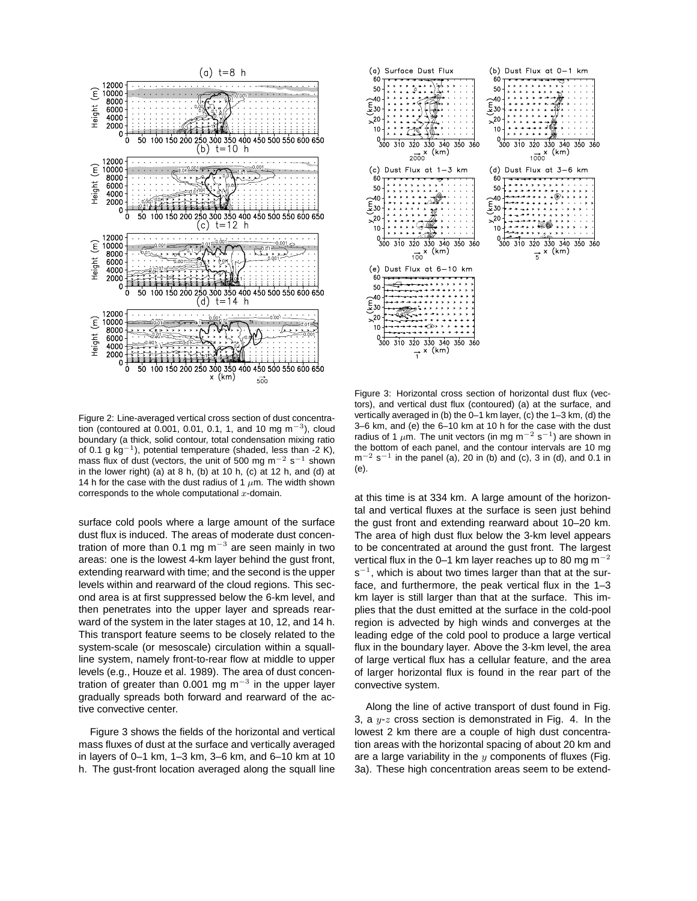Figure 2: Line-averaged vertical cross section of dust concentration (contoured at 0.001, 0.01, 0.1, 1, and 10 mg m$^{-3}$), cloud boundary (a thick, solid contour, total condensation mixing ratio of 0.1 g kg$^{-1}$), potential temperature (shaded, less than -2 K), mass flux of dust (vectors, the unit of 500 mg m$^{-2}$ s$^{-1}$ shown in the lower right) (a) at 8 h, (b) at 10 h, (c) at 12 h, and (d) at 14 h for the case with the dust radius of 1 $\mu$m. The width shown corresponds to the whole computational $x$-domain.

Figure 3: Horizontal cross section of horizontal dust flux (vectors), and vertical dust flux (contoured) (a) at the surface, and vertically averaged in (b) the 0–1 km layer, (c) the 1–3 km, (d) the 3–6 km, and (e) the 6–10 km at 10 h for the case with the dust radius of 1 $\mu$m. The unit vectors (in mg m$^{-2}$ s$^{-1}$) are shown in the bottom of each panel, and the contour intervals are 10 mg m$^{-2}$ s$^{-1}$ in the panel (a), 20 in (b) and (c), 3 in (d), and 0.1 in (e).

surface cold pools where a large amount of the surface dust flux is induced. The areas of moderate dust concentration of more than 0.1 mg m$^{-3}$ are seen mainly in two areas: one is the lowest 4-km layer behind the gust front, extending rearward with time; and the second is the upper levels within and rearward of the cloud regions. This second area is at first suppressed below the 6-km level, and then penetrates into the upper layer and spreads rearward of the system in the later stages at 10, 12, and 14 h. This transport feature seems to be closely related to the system-scale (or mesoscale) circulation within a squall-line system, namely front-to-rear flow at middle to upper levels (e.g., Houze et al. 1989). The area of dust concentration of greater than 0.001 mg m$^{-3}$ in the upper layer gradually spreads both forward and rearward of the active convective center.

Figure 3 shows the fields of the horizontal and vertical mass fluxes of dust at the surface and vertically averaged in layers of 0–1 km, 1–3 km, 3–6 km, and 6–10 km at 10 h. The gust-front location averaged along the squall line at this time is at 334 km. A large amount of the horizontal and vertical fluxes at the surface is seen just behind the gust front and extending rearward about 10–20 km. The area of high dust flux below the 3-km level appears to be concentrated at around the gust front. The largest vertical flux in the 0–1 km layer reaches up to 80 mg m$^{-2}$ s$^{-1}$, which is about two times larger than that at the surface, and furthermore, the peak vertical flux in the 1–3 km layer is still larger than that at the surface. This implies that the dust emitted at the surface in the cold-pool region is advected by high winds and converges at the leading edge of the cold pool to produce a large vertical flux in the boundary layer. Above the 3-km level, the area of large vertical flux has a cellular feature, and the area of larger horizontal flux is found in the rear part of the convective system.

Along the line of active transport of dust found in Fig. 3, a $y$-$z$ cross section is demonstrated in Fig. 4. In the lowest 2 km there are a couple of high dust concentration areas with the horizontal spacing of about 20 km and are a large variability in the $y$ components of fluxes (Fig. 3a). These high concentration areas seem to be extend-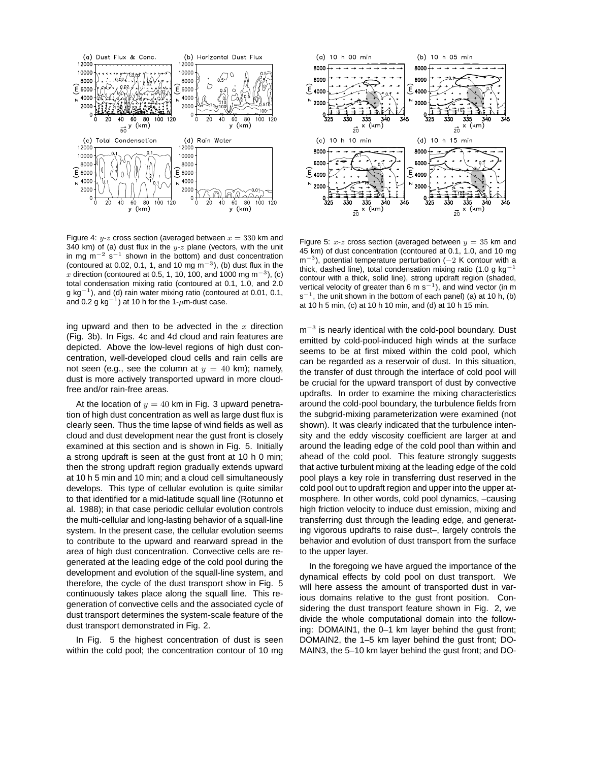Figure 4: $y$-$z$ cross section (averaged between $x = 330$ km and 340 km) of (a) dust flux in the $y$-$z$ plane (vectors, with the unit in mg m$^{-2}$ s$^{-1}$ shown in the bottom) and dust concentration (contoured at 0.02, 0.1, 1, and 10 mg m$^{-3}$), (b) dust flux in the $x$ direction (contoured at 0.5, 1, 10, 100, and 1000 mg m$^{-3}$), (c) total condensation mixing ratio (contoured at 0.1, 1.0, and 2.0 g kg$^{-1}$), and (d) rain water mixing ratio (contoured at 0.01, 0.1, and 0.2 g kg$^{-1}$) at 10 h for the 1-$\mu$m-dust case.

Figure 5: $x$-$z$ cross section (averaged between $y = 35$ km and 45 km) of dust concentration (contoured at 0.1, 1.0, and 10 mg m$^{-3}$), potential temperature perturbation ($-2$ K contour with a thick, dashed line), total condensation mixing ratio (1.0 g kg$^{-1}$ contour with a thick, solid line), strong updraft region (shaded, vertical velocity of greater than 6 m s$^{-1}$), and wind vector (in m s$^{-1}$, the unit shown in the bottom of each panel) (a) at 10 h, (b) at 10 h 5 min, (c) at 10 h 10 min, and (d) at 10 h 15 min.

ing upward and then to be advected in the $x$ direction (Fig. 3b). In Figs. 4c and 4d cloud and rain features are depicted. Above the low-level regions of high dust concentration, well-developed cloud cells and rain cells are not seen (e.g., see the column at $y = 40$ km); namely, dust is more actively transported upward in more cloud-free and/or rain-free areas.

At the location of $y = 40$ km in Fig. 3 upward penetration of high dust concentration as well as large dust flux is clearly seen. Thus the time lapse of wind fields as well as cloud and dust development near the gust front is closely examined at this section and is shown in Fig. 5. Initially a strong updraft is seen at the gust front at 10 h 0 min; then the strong updraft region gradually extends upward at 10 h 5 min and 10 min; and a cloud cell simultaneously develops. This type of cellular evolution is quite similar to that identified for a mid-latitude squall line (Rotunno et al. 1988); in that case periodic cellular evolution controls the multi-cellular and long-lasting behavior of a squall-line system. In the present case, the cellular evolution seems to contribute to the upward and rearward spread in the area of high dust concentration. Convective cells are regenerated at the leading edge of the cold pool during the development and evolution of the squall-line system, and therefore, the cycle of the dust transport show in Fig. 5 continuously takes place along the squall line. This regeneration of convective cells and the associated cycle of dust transport determines the system-scale feature of the dust transport demonstrated in Fig. 2.

In Fig. 5 the highest concentration of dust is seen within the cold pool; the concentration contour of 10 mg m$^{-3}$ is nearly identical with the cold-pool boundary. Dust emitted by cold-pool-induced high winds at the surface seems to be at first mixed within the cold pool, which can be regarded as a reservoir of dust. In this situation, the transfer of dust through the interface of cold pool will be crucial for the upward transport of dust by convective updrafts. In order to examine the mixing characteristics around the cold-pool boundary, the turbulence fields from the subgrid-mixing parameterization were examined (not shown). It was clearly indicated that the turbulence intensity and the eddy viscosity coefficient are larger at and around the leading edge of the cold pool than within and ahead of the cold pool. This feature strongly suggests that active turbulent mixing at the leading edge of the cold pool plays a key role in transferring dust reserved in the cold pool out to updraft region and upper into the upper atmosphere. In other words, cold pool dynamics, –causing high friction velocity to induce dust emission, mixing and transferring dust through the leading edge, and generating vigorous updrafts to raise dust–, largely controls the behavior and evolution of dust transport from the surface to the upper layer.

In the foregoing we have argued the importance of the dynamical effects by cold pool on dust transport. We will here assess the amount of transported dust in various domains relative to the gust front position. Considering the dust transport feature shown in Fig. 2, we divide the whole computational domain into the following: DOMAIN1, the 0–1 km layer behind the gust front; DOMAIN2, the 1–5 km layer behind the gust front; DOMAIN3, the 5–10 km layer behind the gust front; and DO-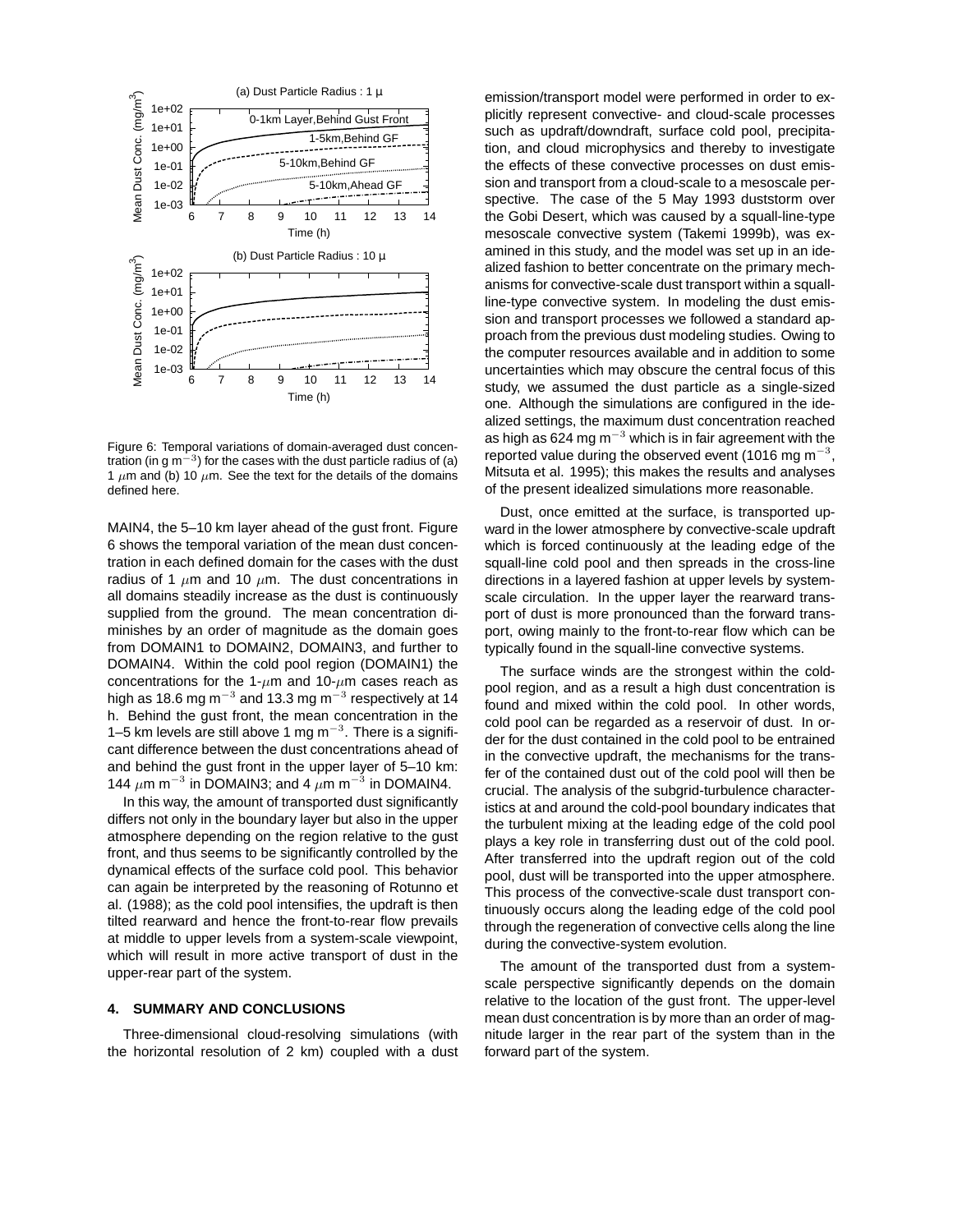Figure 6: Temporal variations of domain-averaged dust concentration (in g m$^{-3}$) for the cases with the dust particle radius of (a) 1 $\mu$m and (b) 10 $\mu$m. See the text for the details of the domains defined here.

MAIN4, the 5–10 km layer ahead of the gust front. Figure 6 shows the temporal variation of the mean dust concentration in each defined domain for the cases with the dust radius of 1 $\mu$m and 10 $\mu$m. The dust concentrations in all domains steadily increase as the dust is continuously supplied from the ground. The mean concentration diminishes by an order of magnitude as the domain goes from DOMAIN1 to DOMAIN2, DOMAIN3, and further to DOMAIN4. Within the cold pool region (DOMAIN1) the concentrations for the 1-$\mu$m and 10-$\mu$m cases reach as high as 18.6 mg m$^{-3}$ and 13.3 mg m$^{-3}$ respectively at 14 h. Behind the gust front, the mean concentration in the 1–5 km levels are still above 1 mg m$^{-3}$. There is a significant difference between the dust concentrations ahead of and behind the gust front in the upper layer of 5–10 km: 144 $\mu$m m$^{-3}$ in DOMAIN3; and 4 $\mu$m m$^{-3}$ in DOMAIN4.

In this way, the amount of transported dust significantly differs not only in the boundary layer but also in the upper atmosphere depending on the region relative to the gust front, and thus seems to be significantly controlled by the dynamical effects of the surface cold pool. This behavior can again be interpreted by the reasoning of Rotunno et al. (1988); as the cold pool intensifies, the updraft is then tilted rearward and hence the front-to-rear flow prevails at middle to upper levels from a system-scale viewpoint, which will result in more active transport of dust in the upper-rear part of the system.

## 4. SUMMARY AND CONCLUSIONS

Three-dimensional cloud-resolving simulations (with the horizontal resolution of 2 km) coupled with a dust emission/transport model were performed in order to explicitly represent convective- and cloud-scale processes such as updraft/downdraft, surface cold pool, precipitation, and cloud microphysics and thereby to investigate the effects of these convective processes on dust emission and transport from a cloud-scale to a mesoscale perspective. The case of the 5 May 1993 duststorm over the Gobi Desert, which was caused by a squall-line-type mesoscale convective system (Takemi 1999b), was examined in this study, and the model was set up in an idealized fashion to better concentrate on the primary mechanisms for convective-scale dust transport within a squall-line-type convective system. In modeling the dust emission and transport processes we followed a standard approach from the previous dust modeling studies. Owing to the computer resources available and in addition to some uncertainties which may obscure the central focus of this study, we assumed the dust particle as a single-sized one. Although the simulations are configured in the idealized settings, the maximum dust concentration reached as high as 624 mg m$^{-3}$ which is in fair agreement with the reported value during the observed event (1016 mg m$^{-3}$, Mitsuta et al. 1995); this makes the results and analyses of the present idealized simulations more reasonable.

Dust, once emitted at the surface, is transported upward in the lower atmosphere by convective-scale updraft which is forced continuously at the leading edge of the squall-line cold pool and then spreads in the cross-line directions in a layered fashion at upper levels by system-scale circulation. In the upper layer the rearward transport of dust is more pronounced than the forward transport, owing mainly to the front-to-rear flow which can be typically found in the squall-line convective systems.

The surface winds are the strongest within the cold-pool region, and as a result a high dust concentration is found and mixed within the cold pool. In other words, cold pool can be regarded as a reservoir of dust. In order for the dust contained in the cold pool to be entrained in the convective updraft, the mechanisms for the transfer of the contained dust out of the cold pool will then be crucial. The analysis of the subgrid-turbulence characteristics at and around the cold-pool boundary indicates that the turbulent mixing at the leading edge of the cold pool plays a key role in transferring dust out of the cold pool. After transferred into the updraft region out of the cold pool, dust will be transported into the upper atmosphere. This process of the convective-scale dust transport continuously occurs along the leading edge of the cold pool through the regeneration of convective cells along the line during the convective-system evolution.

The amount of the transported dust from a system-scale perspective significantly depends on the domain relative to the location of the gust front. The upper-level mean dust concentration is by more than an order of magnitude larger in the rear part of the system than in the forward part of the system.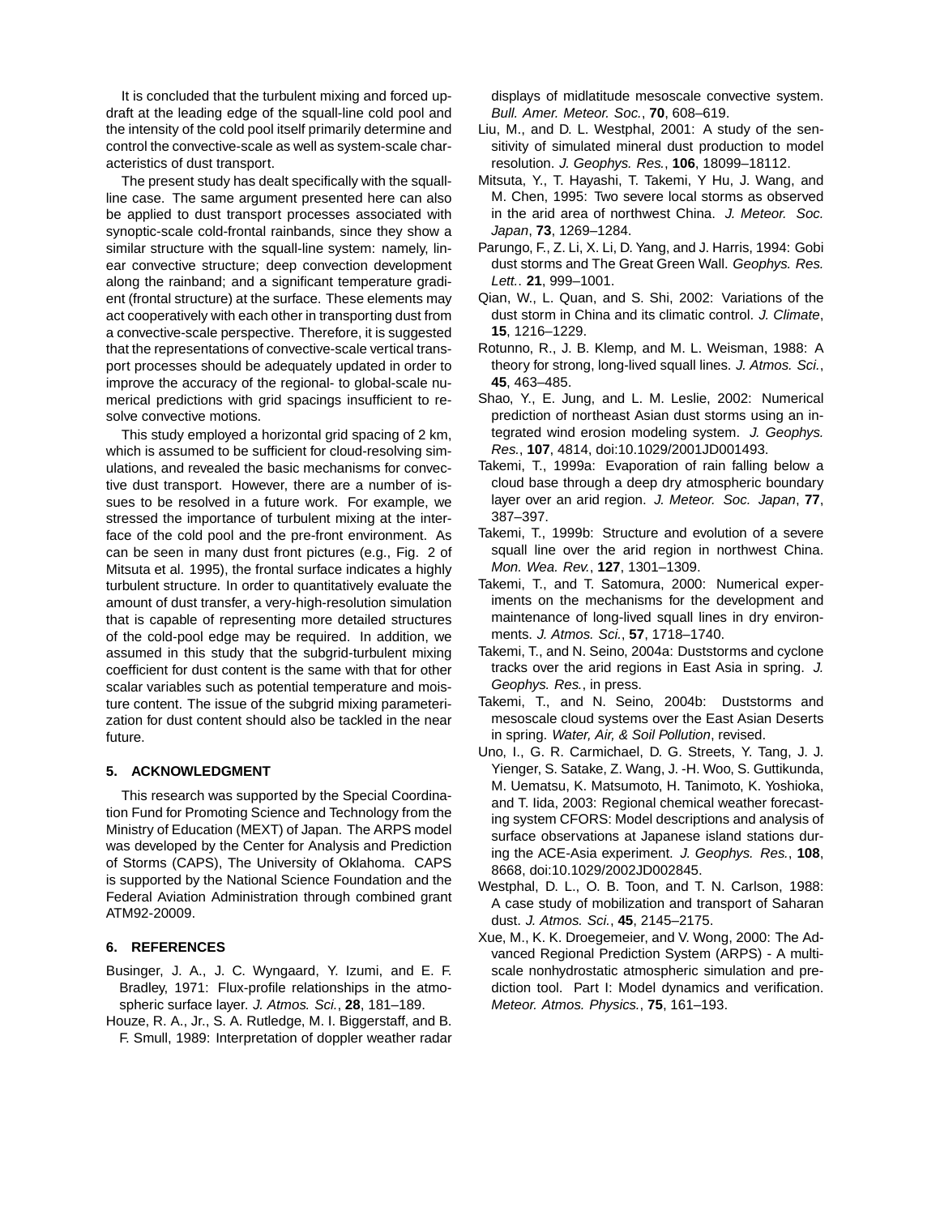It is concluded that the turbulent mixing and forced updraft at the leading edge of the squall-line cold pool and the intensity of the cold pool itself primarily determine and control the convective-scale as well as system-scale characteristics of dust transport.

The present study has dealt specifically with the squall-line case. The same argument presented here can also be applied to dust transport processes associated with synoptic-scale cold-frontal rainbands, since they show a similar structure with the squall-line system: namely, linear convective structure; deep convection development along the rainband; and a significant temperature gradient (frontal structure) at the surface. These elements may act cooperatively with each other in transporting dust from a convective-scale perspective. Therefore, it is suggested that the representations of convective-scale vertical transport processes should be adequately updated in order to improve the accuracy of the regional- to global-scale numerical predictions with grid spacings insufficient to resolve convective motions.

This study employed a horizontal grid spacing of 2 km, which is assumed to be sufficient for cloud-resolving simulations, and revealed the basic mechanisms for convective dust transport. However, there are a number of issues to be resolved in a future work. For example, we stressed the importance of turbulent mixing at the interface of the cold pool and the pre-front environment. As can be seen in many dust front pictures (e.g., Fig. 2 of Mitsuta et al. 1995), the frontal surface indicates a highly turbulent structure. In order to quantitatively evaluate the amount of dust transfer, a very-high-resolution simulation that is capable of representing more detailed structures of the cold-pool edge may be required. In addition, we assumed in this study that the subgrid-turbulent mixing coefficient for dust content is the same with that for other scalar variables such as potential temperature and moisture content. The issue of the subgrid mixing parameterization for dust content should also be tackled in the near future.

## 5. ACKNOWLEDGMENT

This research was supported by the Special Coordination Fund for Promoting Science and Technology from the Ministry of Education (MEXT) of Japan. The ARPS model was developed by the Center for Analysis and Prediction of Storms (CAPS), The University of Oklahoma. CAPS is supported by the National Science Foundation and the Federal Aviation Administration through combined grant ATM92-20009.

## 6. REFERENCES

Businger, J. A., J. C. Wyngaard, Y. Izumi, and E. F. Bradley, 1971: Flux-profile relationships in the atmospheric surface layer. *J. Atmos. Sci.*, **28**, 181–189.

Houze, R. A., Jr., S. A. Rutledge, M. I. Biggerstaff, and B. F. Smull, 1989: Interpretation of doppler weather radar displays of midlatitude mesoscale convective system. *Bull. Amer. Meteor. Soc.*, **70**, 608–619.

Liu, M., and D. L. Westphal, 2001: A study of the sensitivity of simulated mineral dust production to model resolution. *J. Geophys. Res.*, **106**, 18099–18112.

Mitsuta, Y., T. Hayashi, T. Takemi, Y Hu, J. Wang, and M. Chen, 1995: Two severe local storms as observed in the arid area of northwest China. *J. Meteor. Soc. Japan*, **73**, 1269–1284.

Parungo, F., Z. Li, X. Li, D. Yang, and J. Harris, 1994: Gobi dust storms and The Great Green Wall. *Geophys. Res. Lett.*. **21**, 999–1001.

Qian, W., L. Quan, and S. Shi, 2002: Variations of the dust storm in China and its climatic control. *J. Climate*, **15**, 1216–1229.

Rotunno, R., J. B. Klemp, and M. L. Weisman, 1988: A theory for strong, long-lived squall lines. *J. Atmos. Sci.*, **45**, 463–485.

Shao, Y., E. Jung, and L. M. Leslie, 2002: Numerical prediction of northeast Asian dust storms using an integrated wind erosion modeling system. *J. Geophys. Res.*, **107**, 4814, doi:10.1029/2001JD001493.

Takemi, T., 1999a: Evaporation of rain falling below a cloud base through a deep dry atmospheric boundary layer over an arid region. *J. Meteor. Soc. Japan*, **77**, 387–397.

Takemi, T., 1999b: Structure and evolution of a severe squall line over the arid region in northwest China. *Mon. Wea. Rev.*, **127**, 1301–1309.

Takemi, T., and T. Satomura, 2000: Numerical experiments on the mechanisms for the development and maintenance of long-lived squall lines in dry environments. *J. Atmos. Sci.*, **57**, 1718–1740.

Takemi, T., and N. Seino, 2004a: Duststorms and cyclone tracks over the arid regions in East Asia in spring. *J. Geophys. Res.*, in press.

Takemi, T., and N. Seino, 2004b: Duststorms and mesoscale cloud systems over the East Asian Deserts in spring. *Water, Air, & Soil Pollution*, revised.

Uno, I., G. R. Carmichael, D. G. Streets, Y. Tang, J. J. Yienger, S. Satake, Z. Wang, J. -H. Woo, S. Guttikunda, M. Uematsu, K. Matsumoto, H. Tanimoto, K. Yoshioka, and T. Iida, 2003: Regional chemical weather forecasting system CFORS: Model descriptions and analysis of surface observations at Japanese island stations during the ACE-Asia experiment. *J. Geophys. Res.*, **108**, 8668, doi:10.1029/2002JD002845.

Westphal, D. L., O. B. Toon, and T. N. Carlson, 1988: A case study of mobilization and transport of Saharan dust. *J. Atmos. Sci.*, **45**, 2145–2175.

Xue, M., K. K. Droegemeier, and V. Wong, 2000: The Advanced Regional Prediction System (ARPS) - A multi-scale nonhydrostatic atmospheric simulation and prediction tool. Part I: Model dynamics and verification. *Meteor. Atmos. Physics.*, **75**, 161–193.